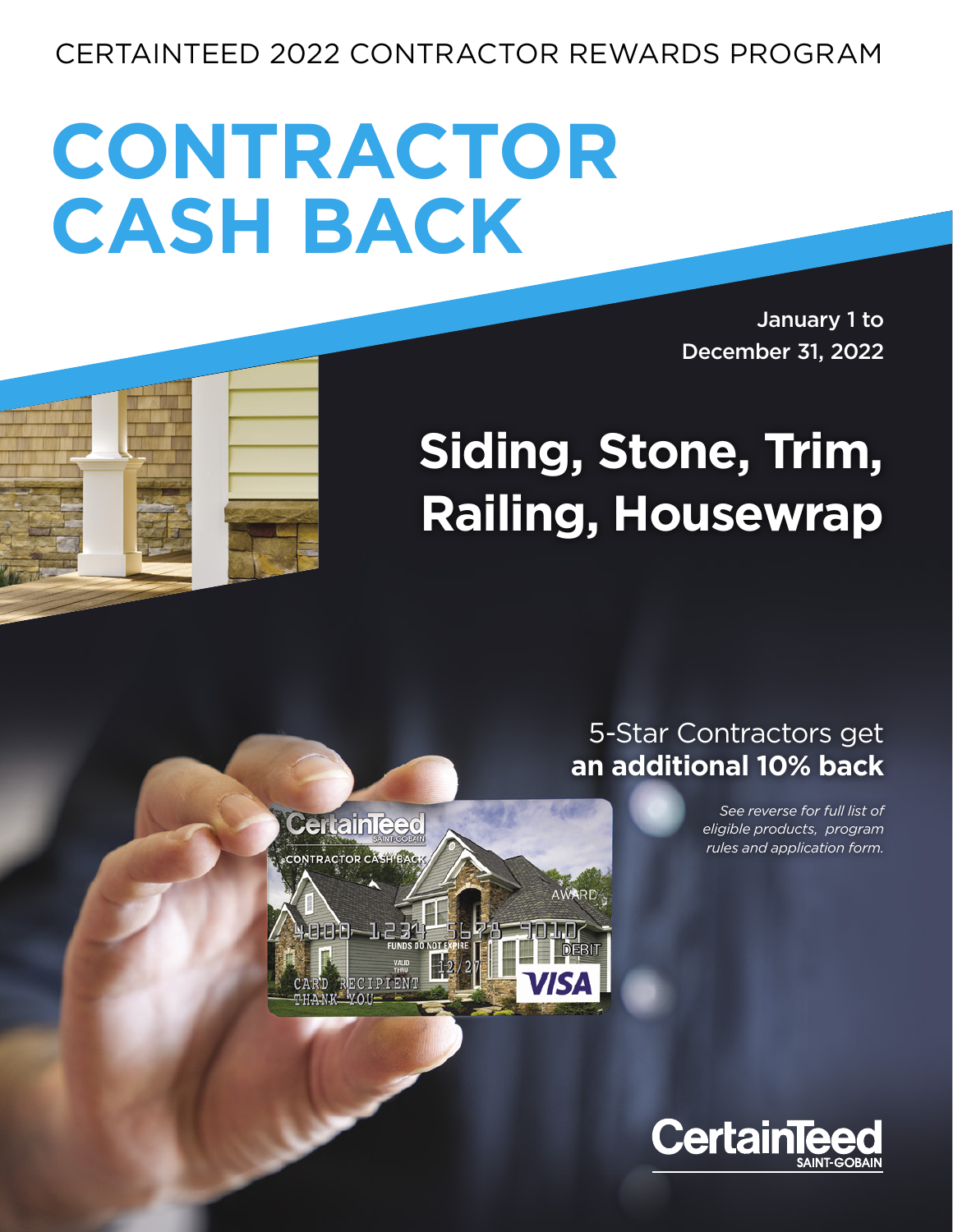CERTAINTEED 2022 CONTRACTOR REWARDS PROGRAM

# CONTRACTOR CASH BACK

**January 1 to December 31, 2022**

## Siding, Stone, Trim, Railing, Housewrap

5-Star Contractors get **an additional 10% back**

*See reverse for full list of eligible products, program rules and application form.*

CertainTeed SAINT-GOBAIN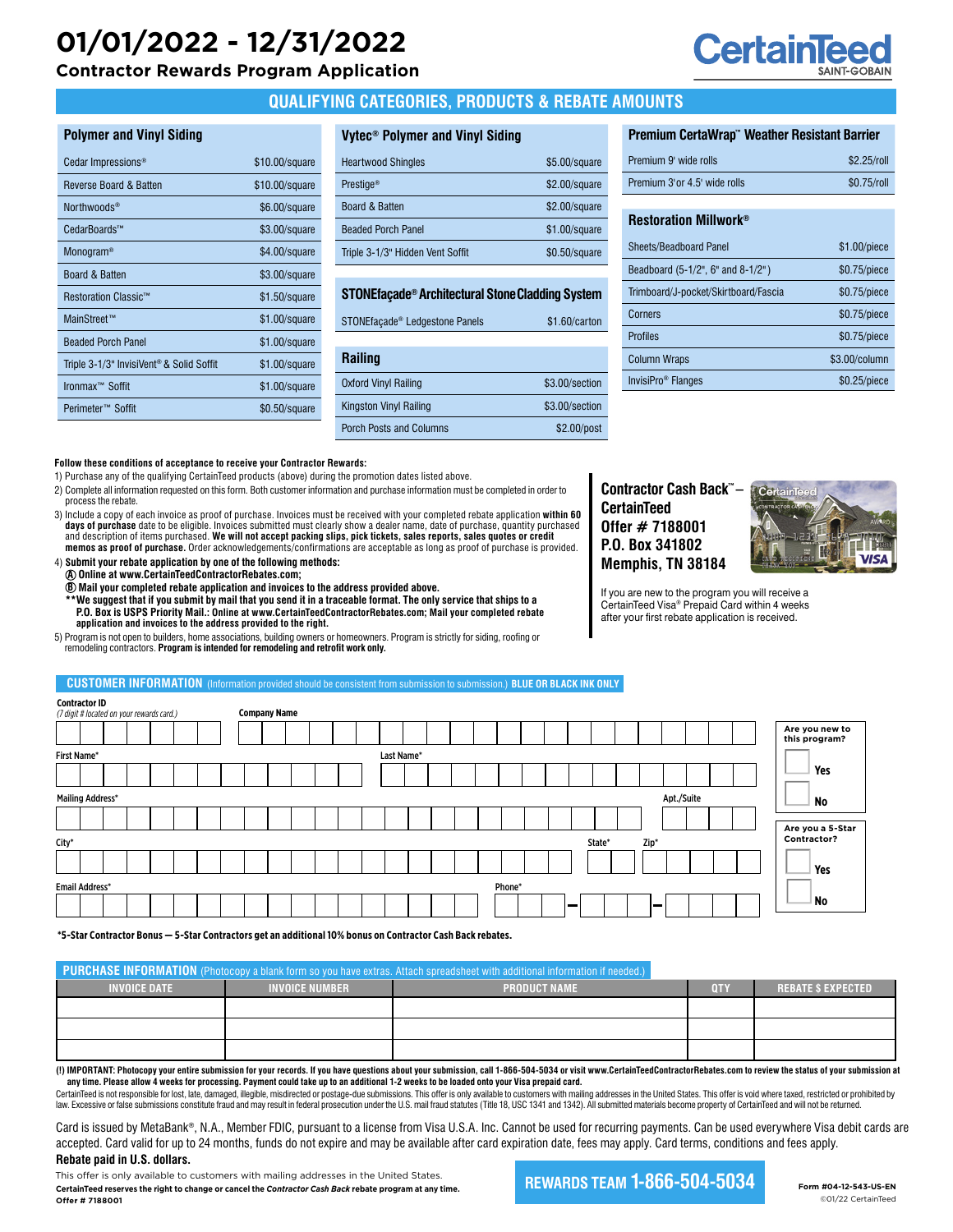# 01/01/2022 - 12/31/2022

## Contractor Rewards Program Application

CertainTeed SAINT-GOBAIN

## QUALIFYING CATEGORIES, PRODUCTS & REBATE AMOUNTS

### Polymer and Vinyl Siding

| | |
|---|---|
| Cedar Impressions® | $10.00/square |
| Reverse Board & Batten | $10.00/square |
| Northwoods® | $6.00/square |
| CedarBoards™ | $3.00/square |
| Monogram® | $4.00/square |
| Board & Batten | $3.00/square |
| Restoration Classic™ | $1.50/square |
| MainStreet™ | $1.00/square |
| Beaded Porch Panel | $1.00/square |
| Triple 3-1/3" InvisiVent® & Solid Soffit | $1.00/square |
| Ironmax™ Soffit | $1.00/square |
| Perimeter™ Soffit | $0.50/square |

### Vytec® Polymer and Vinyl Siding

| | |
|---|---|
| Heartwood Shingles | $5.00/square |
| Prestige® | $2.00/square |
| Board & Batten | $2.00/square |
| Beaded Porch Panel | $1.00/square |
| Triple 3-1/3" Hidden Vent Soffit | $0.50/square |

### STONEfaçade® Architectural Stone Cladding System

| | |
|---|---|
| STONEfaçade® Ledgestone Panels | $1.60/carton |

### Railing

| | |
|---|---|
| Oxford Vinyl Railing | $3.00/section |
| Kingston Vinyl Railing | $3.00/section |
| Porch Posts and Columns | $2.00/post |

### Premium CertaWrap™ Weather Resistant Barrier

| | |
|---|---|
| Premium 9' wide rolls | $2.25/roll |
| Premium 3' or 4.5' wide rolls | $0.75/roll |

### Restoration Millwork®

| | |
|---|---|
| Sheets/Beadboard Panel | $1.00/piece |
| Beadboard (5-1/2", 6" and 8-1/2") | $0.75/piece |
| Trimboard/J-pocket/Skirtboard/Fascia | $0.75/piece |
| Corners | $0.75/piece |
| Profiles | $0.75/piece |
| Column Wraps | $3.00/column |
| InvisiPro® Flanges | $0.25/piece |

**Follow these conditions of acceptance to receive your Contractor Rewards:**

1) Purchase any of the qualifying CertainTeed products (above) during the promotion dates listed above.
2) Complete all information requested on this form. Both customer information and purchase information must be completed in order to process the rebate.
3) Include a copy of each invoice as proof of purchase. Invoices must be received with your completed rebate application **within 60 days of purchase** date to be eligible. Invoices submitted must clearly show a dealer name, date of purchase, quantity purchased and description of items purchased. **We will not accept packing slips, pick tickets, sales reports, sales quotes or credit memos as proof of purchase.** Order acknowledgements/confirmations are acceptable as proof of purchase is provided.
4) **Submit your rebate application by one of the following methods:**
   **Ⓐ Online at www.CertainTeedContractorRebates.com;**
   **Ⓑ Mail your completed rebate application and invoices to the address provided above.**
   **\*\*We suggest that if you submit by mail that you send it in a traceable format. The only service that ships to a P.O. Box is USPS Priority Mail.: Online at www.CertainTeedContractorRebates.com; Mail your completed rebate application and invoices to the address provided to the right.**
5) Program is not open to builders, home associations, building owners or homeowners. Program is strictly for siding, roofing or remodeling contractors. **Program is intended for remodeling and retrofit work only.**

**Contractor Cash Back™ – CertainTeed**
**Offer # 7188001**
**P.O. Box 341802**
**Memphis, TN 38184**

If you are new to the program you will receive a CertainTeed Visa® Prepaid Card within 4 weeks after your first rebate application is received.

## CUSTOMER INFORMATION (Information provided should be consistent from submission to submission.) BLUE OR BLACK INK ONLY

Contractor ID *(7 digit # located on your rewards card.)*

Company Name

First Name*

Last Name*

Mailing Address*

Apt./Suite

City*

State*

Zip*

Email Address*

Phone*

Are you new to this program? ☐ Yes ☐ No

Are you a 5-Star Contractor? ☐ Yes ☐ No

**\*5-Star Contractor Bonus — 5-Star Contractors get an additional 10% bonus on Contractor Cash Back rebates.**

## PURCHASE INFORMATION (Photocopy a blank form so you have extras. Attach spreadsheet with additional information if needed.)

| INVOICE DATE | INVOICE NUMBER | PRODUCT NAME | QTY | REBATE $ EXPECTED |
|---|---|---|---|---|
| | | | | |
| | | | | |
| | | | | |

**(!) IMPORTANT: Photocopy your entire submission for your records. If you have questions about your submission, call 1-866-504-5034 or visit www.CertainTeedContractorRebates.com to review the status of your submission at any time. Please allow 4 weeks for processing. Payment could take up to an additional 1-2 weeks to be loaded onto your Visa prepaid card.**

CertainTeed is not responsible for lost, late, damaged, illegible, misdirected or postage-due submissions. This offer is only available to customers with mailing addresses in the United States. This offer is void where taxed, restricted or prohibited by law. Excessive or false submissions constitute fraud and may result in federal prosecution under the U.S. mail fraud statutes (Title 18, USC 1341 and 1342). All submitted materials become property of CertainTeed and will not be returned.

Card is issued by MetaBank®, N.A., Member FDIC, pursuant to a license from Visa U.S.A. Inc. Cannot be used for recurring payments. Can be used everywhere Visa debit cards are accepted. Card valid for up to 24 months, funds do not expire and may be available after card expiration date, fees may apply. Card terms, conditions and fees apply.

**Rebate paid in U.S. dollars.**

This offer is only available to customers with mailing addresses in the United States.

**CertainTeed reserves the right to change or cancel the *Contractor Cash Back* rebate program at any time.**

**Offer # 7188001**

**REWARDS TEAM 1-866-504-5034**

**Form #04-12-543-US-EN**

©01/22 CertainTeed